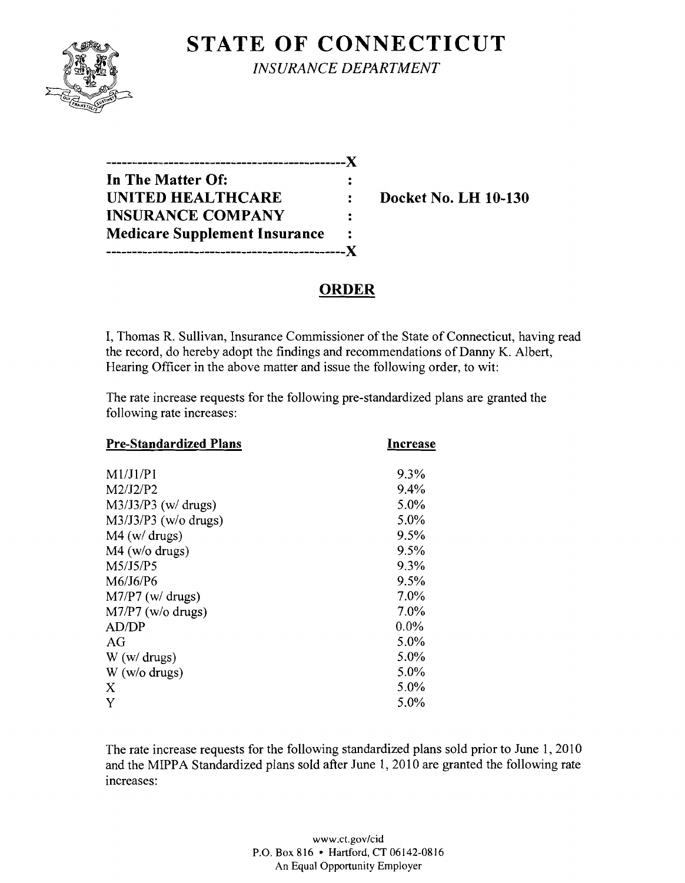# STATE OF CONNECTICUT

*INSURANCE DEPARTMENT*

---------------------------------------------X
**In The Matter Of:** :
**UNITED HEALTHCARE** : **Docket No. LH 10-130**
**INSURANCE COMPANY** :
**Medicare Supplement Insurance** :
---------------------------------------------X

## ORDER

I, Thomas R. Sullivan, Insurance Commissioner of the State of Connecticut, having read the record, do hereby adopt the findings and recommendations of Danny K. Albert, Hearing Officer in the above matter and issue the following order, to wit:

The rate increase requests for the following pre-standardized plans are granted the following rate increases:

| Pre-Standardized Plans | Increase |
|---|---|
| M1/J1/P1 | 9.3% |
| M2/J2/P2 | 9.4% |
| M3/J3/P3 (w/ drugs) | 5.0% |
| M3/J3/P3 (w/o drugs) | 5.0% |
| M4 (w/ drugs) | 9.5% |
| M4 (w/o drugs) | 9.5% |
| M5/J5/P5 | 9.3% |
| M6/J6/P6 | 9.5% |
| M7/P7 (w/ drugs) | 7.0% |
| M7/P7 (w/o drugs) | 7.0% |
| AD/DP | 0.0% |
| AG | 5.0% |
| W (w/ drugs) | 5.0% |
| W (w/o drugs) | 5.0% |
| X | 5.0% |
| Y | 5.0% |

The rate increase requests for the following standardized plans sold prior to June 1, 2010 and the MIPPA Standardized plans sold after June 1, 2010 are granted the following rate increases:

www.ct.gov/cid
P.O. Box 816 • Hartford, CT 06142-0816
An Equal Opportunity Employer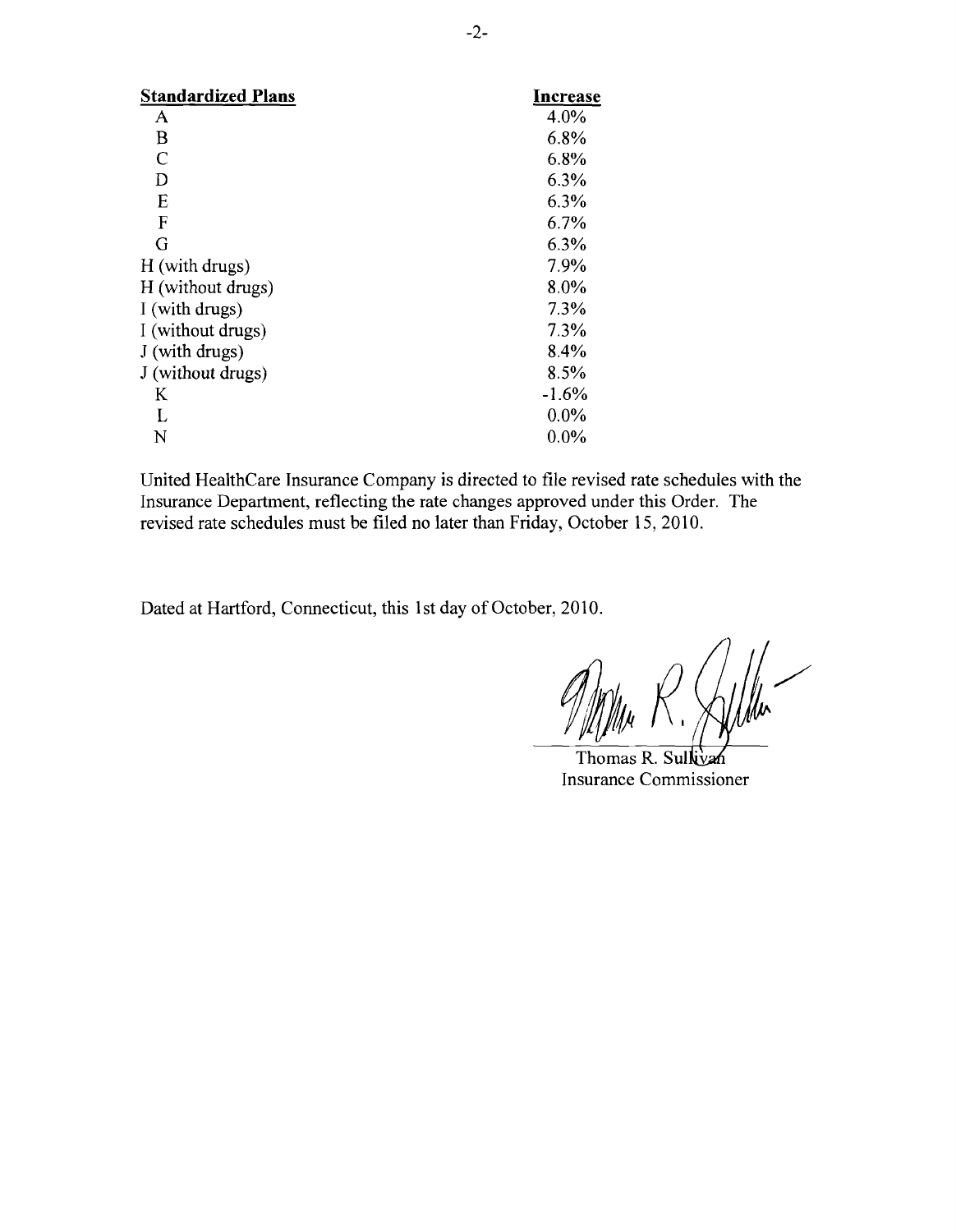| Standardized Plans | Increase |
|---|---|
| A | 4.0% |
| B | 6.8% |
| C | 6.8% |
| D | 6.3% |
| E | 6.3% |
| F | 6.7% |
| G | 6.3% |
| H (with drugs) | 7.9% |
| H (without drugs) | 8.0% |
| I (with drugs) | 7.3% |
| I (without drugs) | 7.3% |
| J (with drugs) | 8.4% |
| J (without drugs) | 8.5% |
| K | -1.6% |
| L | 0.0% |
| N | 0.0% |

United HealthCare Insurance Company is directed to file revised rate schedules with the Insurance Department, reflecting the rate changes approved under this Order. The revised rate schedules must be filed no later than Friday, October 15, 2010.

Dated at Hartford, Connecticut, this 1st day of October, 2010.

Thomas R. Sullivan
Insurance Commissioner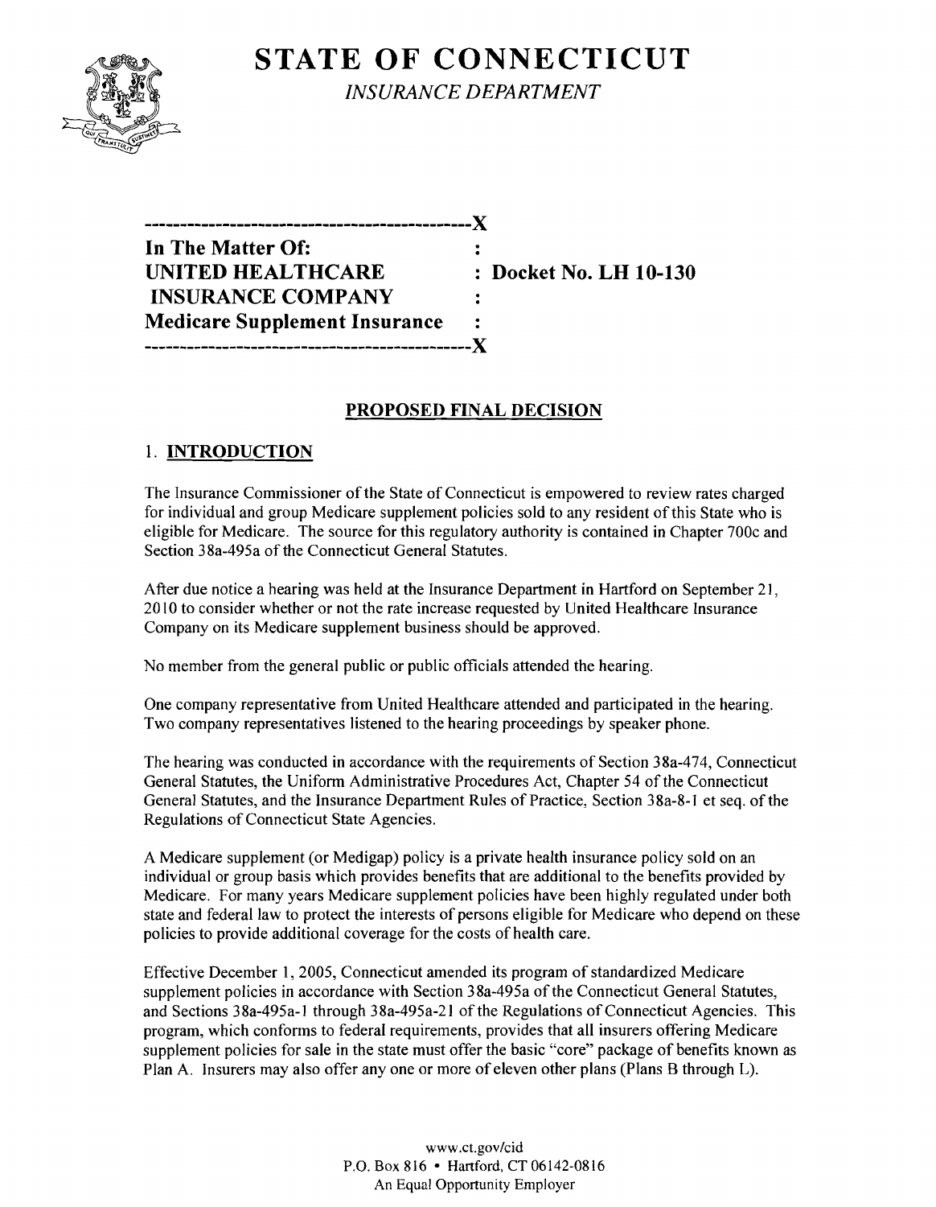# STATE OF CONNECTICUT

*INSURANCE DEPARTMENT*

```
---------------------------------------------X
In The Matter Of:                           :
UNITED HEALTHCARE                           : Docket No. LH 10-130
 INSURANCE COMPANY                          :
Medicare Supplement Insurance               :
---------------------------------------------X
```

## PROPOSED FINAL DECISION

### 1. INTRODUCTION

The Insurance Commissioner of the State of Connecticut is empowered to review rates charged for individual and group Medicare supplement policies sold to any resident of this State who is eligible for Medicare. The source for this regulatory authority is contained in Chapter 700c and Section 38a-495a of the Connecticut General Statutes.

After due notice a hearing was held at the Insurance Department in Hartford on September 21, 2010 to consider whether or not the rate increase requested by United Healthcare Insurance Company on its Medicare supplement business should be approved.

No member from the general public or public officials attended the hearing.

One company representative from United Healthcare attended and participated in the hearing. Two company representatives listened to the hearing proceedings by speaker phone.

The hearing was conducted in accordance with the requirements of Section 38a-474, Connecticut General Statutes, the Uniform Administrative Procedures Act, Chapter 54 of the Connecticut General Statutes, and the Insurance Department Rules of Practice, Section 38a-8-1 et seq. of the Regulations of Connecticut State Agencies.

A Medicare supplement (or Medigap) policy is a private health insurance policy sold on an individual or group basis which provides benefits that are additional to the benefits provided by Medicare. For many years Medicare supplement policies have been highly regulated under both state and federal law to protect the interests of persons eligible for Medicare who depend on these policies to provide additional coverage for the costs of health care.

Effective December 1, 2005, Connecticut amended its program of standardized Medicare supplement policies in accordance with Section 38a-495a of the Connecticut General Statutes, and Sections 38a-495a-1 through 38a-495a-21 of the Regulations of Connecticut Agencies. This program, which conforms to federal requirements, provides that all insurers offering Medicare supplement policies for sale in the state must offer the basic "core" package of benefits known as Plan A. Insurers may also offer any one or more of eleven other plans (Plans B through L).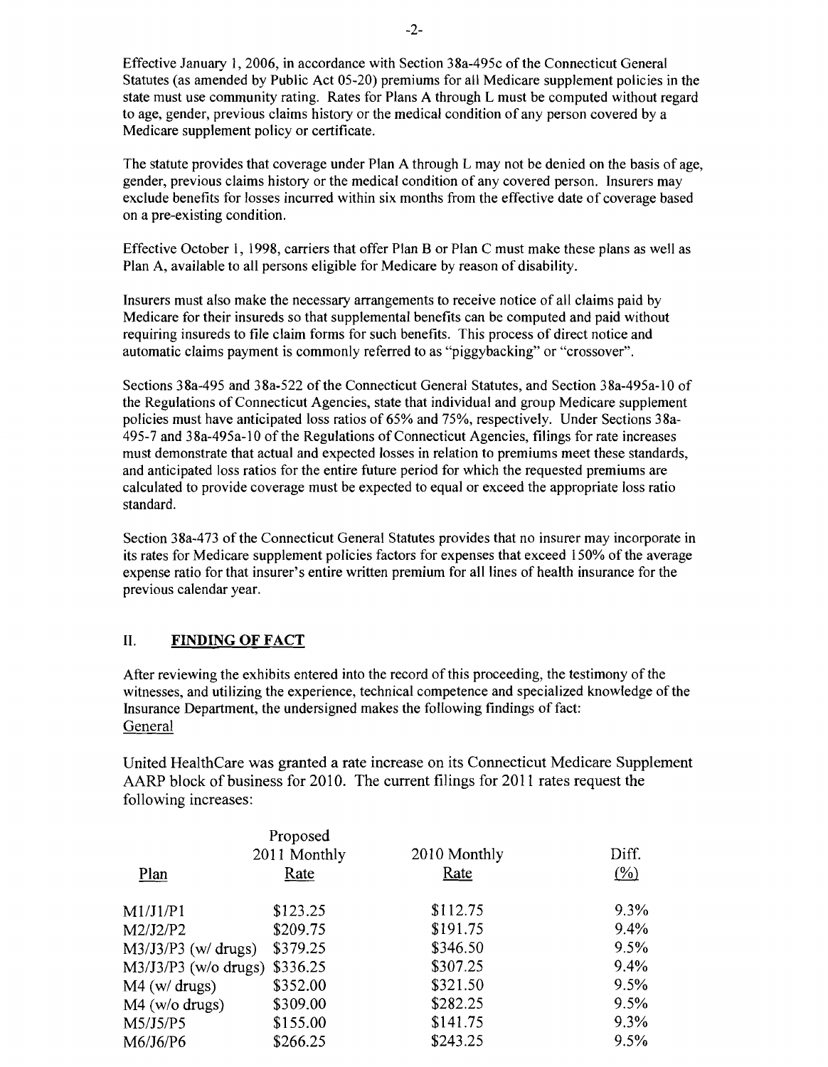Effective January 1, 2006, in accordance with Section 38a-495c of the Connecticut General Statutes (as amended by Public Act 05-20) premiums for all Medicare supplement policies in the state must use community rating. Rates for Plans A through L must be computed without regard to age, gender, previous claims history or the medical condition of any person covered by a Medicare supplement policy or certificate.

The statute provides that coverage under Plan A through L may not be denied on the basis of age, gender, previous claims history or the medical condition of any covered person. Insurers may exclude benefits for losses incurred within six months from the effective date of coverage based on a pre-existing condition.

Effective October 1, 1998, carriers that offer Plan B or Plan C must make these plans as well as Plan A, available to all persons eligible for Medicare by reason of disability.

Insurers must also make the necessary arrangements to receive notice of all claims paid by Medicare for their insureds so that supplemental benefits can be computed and paid without requiring insureds to file claim forms for such benefits. This process of direct notice and automatic claims payment is commonly referred to as "piggybacking" or "crossover".

Sections 38a-495 and 38a-522 of the Connecticut General Statutes, and Section 38a-495a-10 of the Regulations of Connecticut Agencies, state that individual and group Medicare supplement policies must have anticipated loss ratios of 65% and 75%, respectively. Under Sections 38a-495-7 and 38a-495a-10 of the Regulations of Connecticut Agencies, filings for rate increases must demonstrate that actual and expected losses in relation to premiums meet these standards, and anticipated loss ratios for the entire future period for which the requested premiums are calculated to provide coverage must be expected to equal or exceed the appropriate loss ratio standard.

Section 38a-473 of the Connecticut General Statutes provides that no insurer may incorporate in its rates for Medicare supplement policies factors for expenses that exceed 150% of the average expense ratio for that insurer's entire written premium for all lines of health insurance for the previous calendar year.

## II. FINDING OF FACT

After reviewing the exhibits entered into the record of this proceeding, the testimony of the witnesses, and utilizing the experience, technical competence and specialized knowledge of the Insurance Department, the undersigned makes the following findings of fact:

General

United HealthCare was granted a rate increase on its Connecticut Medicare Supplement AARP block of business for 2010. The current filings for 2011 rates request the following increases:

| Plan | Proposed 2011 Monthly Rate | 2010 Monthly Rate | Diff. (%) |
|---|---|---|---|
| M1/J1/P1 | $123.25 | $112.75 | 9.3% |
| M2/J2/P2 | $209.75 | $191.75 | 9.4% |
| M3/J3/P3 (w/ drugs) | $379.25 | $346.50 | 9.5% |
| M3/J3/P3 (w/o drugs) | $336.25 | $307.25 | 9.4% |
| M4 (w/ drugs) | $352.00 | $321.50 | 9.5% |
| M4 (w/o drugs) | $309.00 | $282.25 | 9.5% |
| M5/J5/P5 | $155.00 | $141.75 | 9.3% |
| M6/J6/P6 | $266.25 | $243.25 | 9.5% |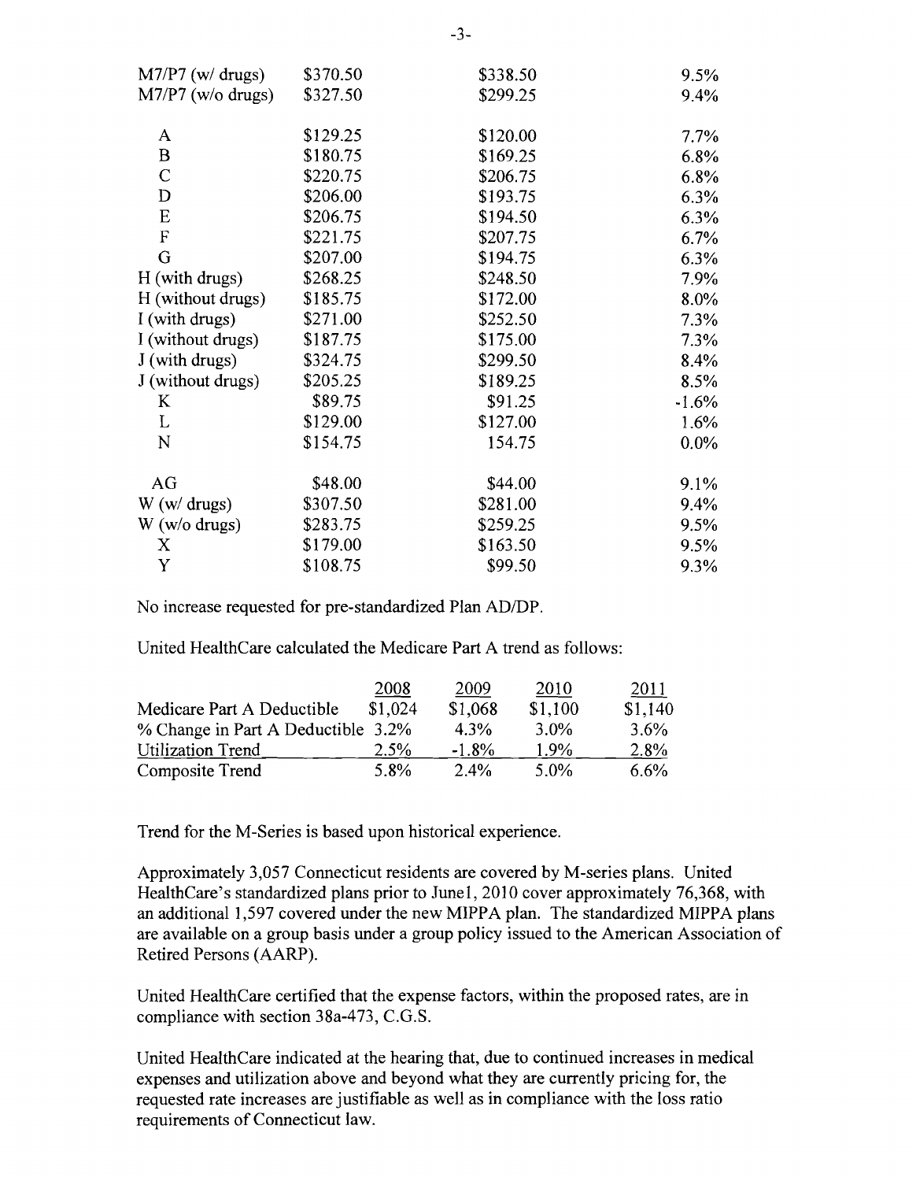| | | | |
|---|---|---|---|
| M7/P7 (w/ drugs) | $370.50 | $338.50 | 9.5% |
| M7/P7 (w/o drugs) | $327.50 | $299.25 | 9.4% |
| | | | |
| A | $129.25 | $120.00 | 7.7% |
| B | $180.75 | $169.25 | 6.8% |
| C | $220.75 | $206.75 | 6.8% |
| D | $206.00 | $193.75 | 6.3% |
| E | $206.75 | $194.50 | 6.3% |
| F | $221.75 | $207.75 | 6.7% |
| G | $207.00 | $194.75 | 6.3% |
| H (with drugs) | $268.25 | $248.50 | 7.9% |
| H (without drugs) | $185.75 | $172.00 | 8.0% |
| I (with drugs) | $271.00 | $252.50 | 7.3% |
| I (without drugs) | $187.75 | $175.00 | 7.3% |
| J (with drugs) | $324.75 | $299.50 | 8.4% |
| J (without drugs) | $205.25 | $189.25 | 8.5% |
| K | $89.75 | $91.25 | -1.6% |
| L | $129.00 | $127.00 | 1.6% |
| N | $154.75 | 154.75 | 0.0% |
| | | | |
| AG | $48.00 | $44.00 | 9.1% |
| W (w/ drugs) | $307.50 | $281.00 | 9.4% |
| W (w/o drugs) | $283.75 | $259.25 | 9.5% |
| X | $179.00 | $163.50 | 9.5% |
| Y | $108.75 | $99.50 | 9.3% |

No increase requested for pre-standardized Plan AD/DP.

United HealthCare calculated the Medicare Part A trend as follows:

| | 2008 | 2009 | 2010 | 2011 |
|---|---|---|---|---|
| Medicare Part A Deductible | $1,024 | $1,068 | $1,100 | $1,140 |
| % Change in Part A Deductible | 3.2% | 4.3% | 3.0% | 3.6% |
| Utilization Trend | 2.5% | -1.8% | 1.9% | 2.8% |
| Composite Trend | 5.8% | 2.4% | 5.0% | 6.6% |

Trend for the M-Series is based upon historical experience.

Approximately 3,057 Connecticut residents are covered by M-series plans. United HealthCare's standardized plans prior to June1, 2010 cover approximately 76,368, with an additional 1,597 covered under the new MIPPA plan. The standardized MIPPA plans are available on a group basis under a group policy issued to the American Association of Retired Persons (AARP).

United HealthCare certified that the expense factors, within the proposed rates, are in compliance with section 38a-473, C.G.S.

United HealthCare indicated at the hearing that, due to continued increases in medical expenses and utilization above and beyond what they are currently pricing for, the requested rate increases are justifiable as well as in compliance with the loss ratio requirements of Connecticut law.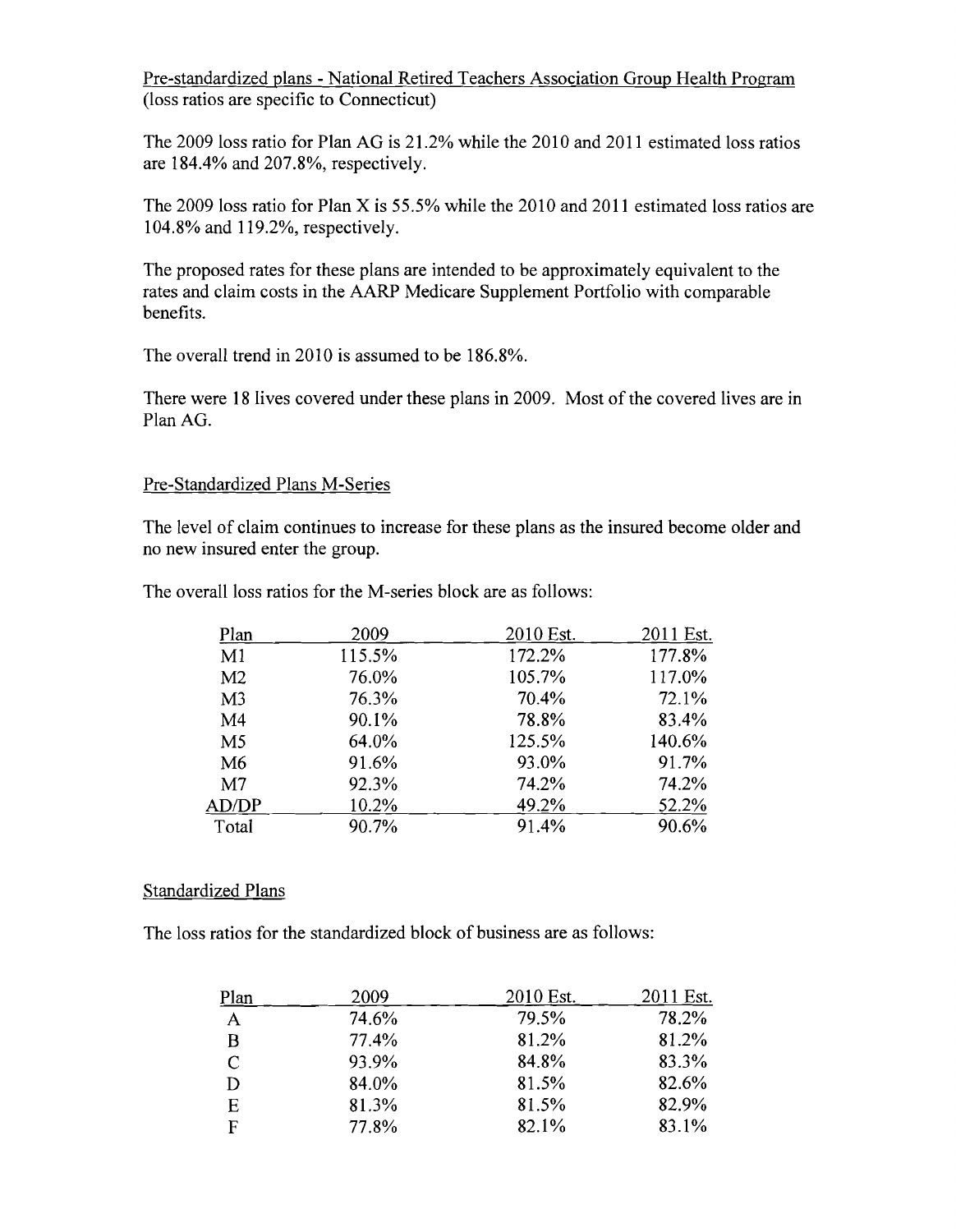Pre-standardized plans - National Retired Teachers Association Group Health Program (loss ratios are specific to Connecticut)

The 2009 loss ratio for Plan AG is 21.2% while the 2010 and 2011 estimated loss ratios are 184.4% and 207.8%, respectively.

The 2009 loss ratio for Plan X is 55.5% while the 2010 and 2011 estimated loss ratios are 104.8% and 119.2%, respectively.

The proposed rates for these plans are intended to be approximately equivalent to the rates and claim costs in the AARP Medicare Supplement Portfolio with comparable benefits.

The overall trend in 2010 is assumed to be 186.8%.

There were 18 lives covered under these plans in 2009. Most of the covered lives are in Plan AG.

Pre-Standardized Plans M-Series

The level of claim continues to increase for these plans as the insured become older and no new insured enter the group.

The overall loss ratios for the M-series block are as follows:

| Plan | 2009 | 2010 Est. | 2011 Est. |
|---|---|---|---|
| M1 | 115.5% | 172.2% | 177.8% |
| M2 | 76.0% | 105.7% | 117.0% |
| M3 | 76.3% | 70.4% | 72.1% |
| M4 | 90.1% | 78.8% | 83.4% |
| M5 | 64.0% | 125.5% | 140.6% |
| M6 | 91.6% | 93.0% | 91.7% |
| M7 | 92.3% | 74.2% | 74.2% |
| AD/DP | 10.2% | 49.2% | 52.2% |
| Total | 90.7% | 91.4% | 90.6% |

Standardized Plans

The loss ratios for the standardized block of business are as follows:

| Plan | 2009 | 2010 Est. | 2011 Est. |
|---|---|---|---|
| A | 74.6% | 79.5% | 78.2% |
| B | 77.4% | 81.2% | 81.2% |
| C | 93.9% | 84.8% | 83.3% |
| D | 84.0% | 81.5% | 82.6% |
| E | 81.3% | 81.5% | 82.9% |
| F | 77.8% | 82.1% | 83.1% |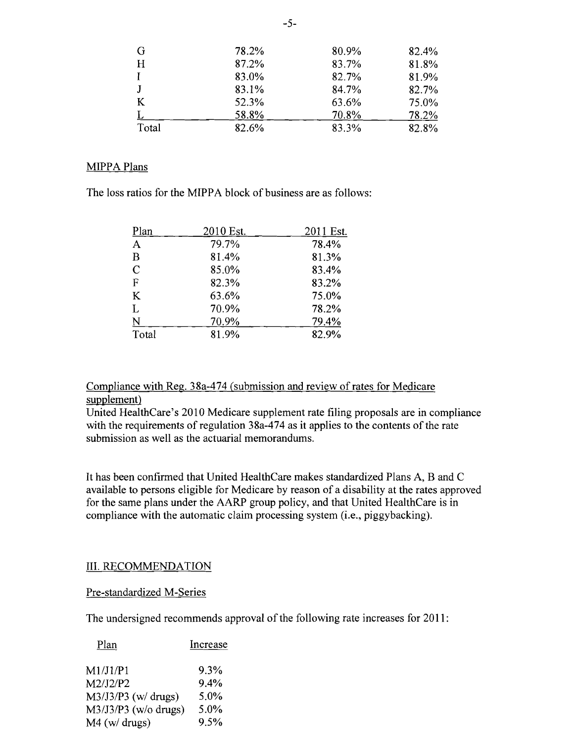| | | | |
|---|---|---|---|
| G | 78.2% | 80.9% | 82.4% |
| H | 87.2% | 83.7% | 81.8% |
| I | 83.0% | 82.7% | 81.9% |
| J | 83.1% | 84.7% | 82.7% |
| K | 52.3% | 63.6% | 75.0% |
| L | 58.8% | 70.8% | 78.2% |
| Total | 82.6% | 83.3% | 82.8% |

MIPPA Plans

The loss ratios for the MIPPA block of business are as follows:

| Plan | 2010 Est. | 2011 Est. |
|---|---|---|
| A | 79.7% | 78.4% |
| B | 81.4% | 81.3% |
| C | 85.0% | 83.4% |
| F | 82.3% | 83.2% |
| K | 63.6% | 75.0% |
| L | 70.9% | 78.2% |
| N | 70.9% | 79.4% |
| Total | 81.9% | 82.9% |

Compliance with Reg. 38a-474 (submission and review of rates for Medicare supplement)

United HealthCare's 2010 Medicare supplement rate filing proposals are in compliance with the requirements of regulation 38a-474 as it applies to the contents of the rate submission as well as the actuarial memorandums.

It has been confirmed that United HealthCare makes standardized Plans A, B and C available to persons eligible for Medicare by reason of a disability at the rates approved for the same plans under the AARP group policy, and that United HealthCare is in compliance with the automatic claim processing system (i.e., piggybacking).

III. RECOMMENDATION

Pre-standardized M-Series

The undersigned recommends approval of the following rate increases for 2011:

| Plan | Increase |
|---|---|
| M1/J1/P1 | 9.3% |
| M2/J2/P2 | 9.4% |
| M3/J3/P3 (w/ drugs) | 5.0% |
| M3/J3/P3 (w/o drugs) | 5.0% |
| M4 (w/ drugs) | 9.5% |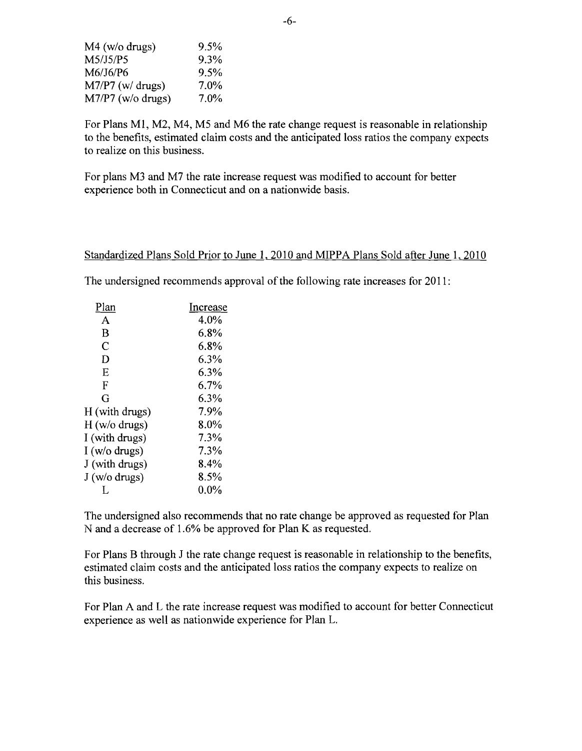| | |
|---|---|
| M4 (w/o drugs) | 9.5% |
| M5/J5/P5 | 9.3% |
| M6/J6/P6 | 9.5% |
| M7/P7 (w/ drugs) | 7.0% |
| M7/P7 (w/o drugs) | 7.0% |

For Plans M1, M2, M4, M5 and M6 the rate change request is reasonable in relationship to the benefits, estimated claim costs and the anticipated loss ratios the company expects to realize on this business.

For plans M3 and M7 the rate increase request was modified to account for better experience both in Connecticut and on a nationwide basis.

Standardized Plans Sold Prior to June 1, 2010 and MIPPA Plans Sold after June 1, 2010

The undersigned recommends approval of the following rate increases for 2011:

| Plan | Increase |
|---|---|
| A | 4.0% |
| B | 6.8% |
| C | 6.8% |
| D | 6.3% |
| E | 6.3% |
| F | 6.7% |
| G | 6.3% |
| H (with drugs) | 7.9% |
| H (w/o drugs) | 8.0% |
| I (with drugs) | 7.3% |
| I (w/o drugs) | 7.3% |
| J (with drugs) | 8.4% |
| J (w/o drugs) | 8.5% |
| L | 0.0% |

The undersigned also recommends that no rate change be approved as requested for Plan N and a decrease of 1.6% be approved for Plan K as requested.

For Plans B through J the rate change request is reasonable in relationship to the benefits, estimated claim costs and the anticipated loss ratios the company expects to realize on this business.

For Plan A and L the rate increase request was modified to account for better Connecticut experience as well as nationwide experience for Plan L.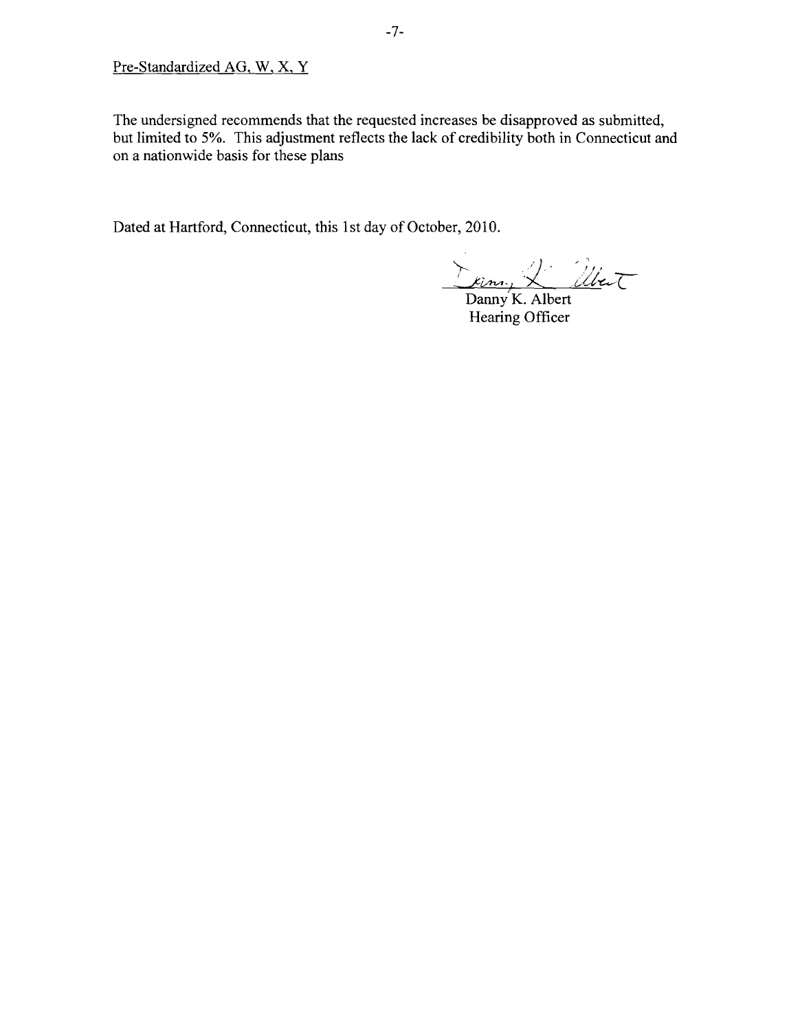<u>Pre-Standardized AG, W, X, Y</u>

The undersigned recommends that the requested increases be disapproved as submitted, but limited to 5%. This adjustment reflects the lack of credibility both in Connecticut and on a nationwide basis for these plans

Dated at Hartford, Connecticut, this 1st day of October, 2010.

Danny K. Albert
Hearing Officer